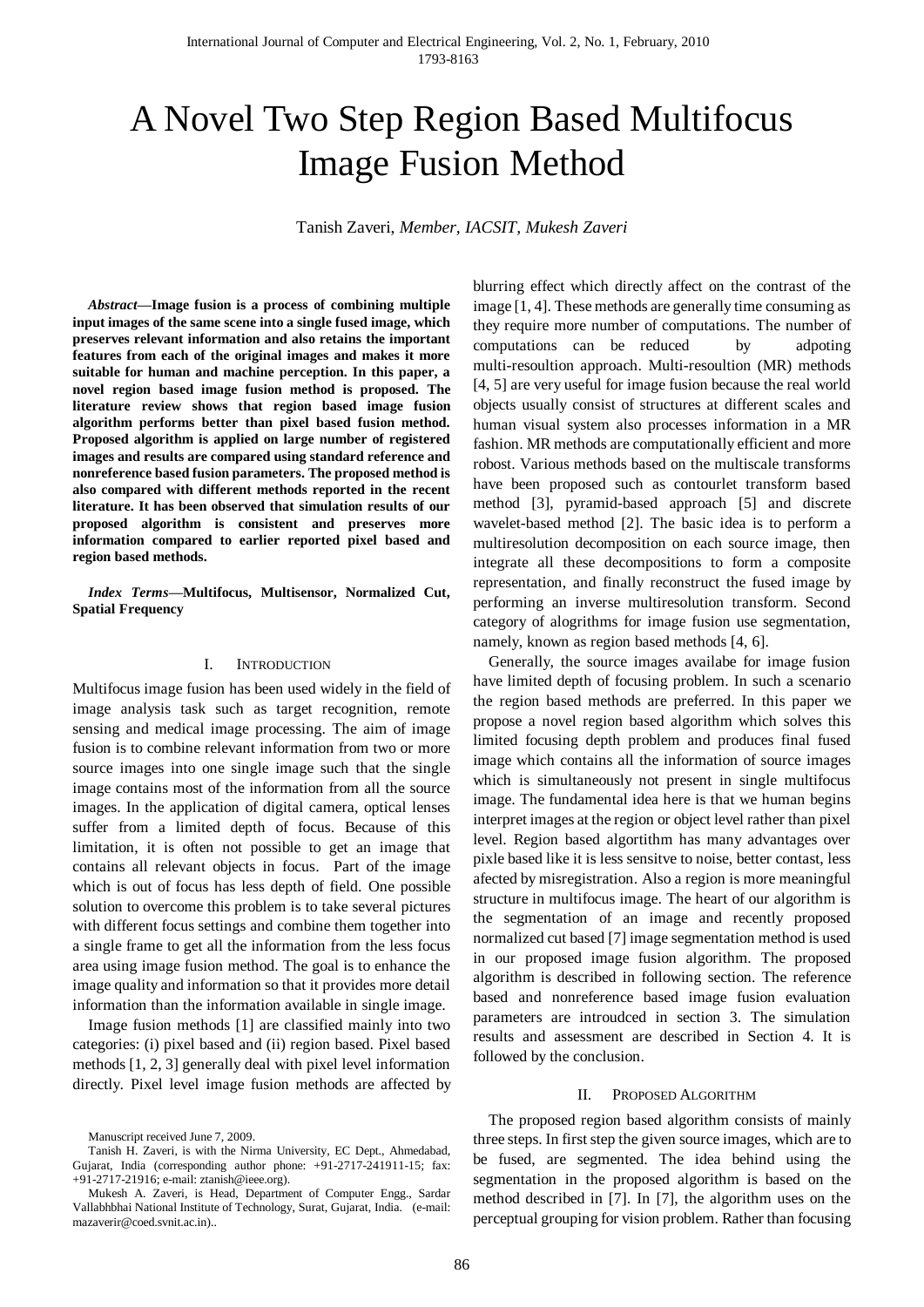# A Novel Two Step Region Based Multifocus Image Fusion Method

Tanish Zaveri, *Member, IACSIT*, *Mukesh Zaveri*

***Abstract*—Image fusion is a process of combining multiple input images of the same scene into a single fused image, which preserves relevant information and also retains the important features from each of the original images and makes it more suitable for human and machine perception. In this paper, a novel region based image fusion method is proposed. The literature review shows that region based image fusion algorithm performs better than pixel based fusion method. Proposed algorithm is applied on large number of registered images and results are compared using standard reference and nonreference based fusion parameters. The proposed method is also compared with different methods reported in the recent literature. It has been observed that simulation results of our proposed algorithm is consistent and preserves more information compared to earlier reported pixel based and region based methods.**

***Index Terms*—Multifocus, Multisensor, Normalized Cut, Spatial Frequency**

## I. Introduction

Multifocus image fusion has been used widely in the field of image analysis task such as target recognition, remote sensing and medical image processing. The aim of image fusion is to combine relevant information from two or more source images into one single image such that the single image contains most of the information from all the source images. In the application of digital camera, optical lenses suffer from a limited depth of focus. Because of this limitation, it is often not possible to get an image that contains all relevant objects in focus. Part of the image which is out of focus has less depth of field. One possible solution to overcome this problem is to take several pictures with different focus settings and combine them together into a single frame to get all the information from the less focus area using image fusion method. The goal is to enhance the image quality and information so that it provides more detail information than the information available in single image.

Image fusion methods [1] are classified mainly into two categories: (i) pixel based and (ii) region based. Pixel based methods [1, 2, 3] generally deal with pixel level information directly. Pixel level image fusion methods are affected by blurring effect which directly affect on the contrast of the image [1, 4]. These methods are generally time consuming as they require more number of computations. The number of computations can be reduced by adpoting multi-resoultion approach. Multi-resoultion (MR) methods [4, 5] are very useful for image fusion because the real world objects usually consist of structures at different scales and human visual system also processes information in a MR fashion. MR methods are computationally efficient and more robost. Various methods based on the multiscale transforms have been proposed such as contourlet transform based method [3], pyramid-based approach [5] and discrete wavelet-based method [2]. The basic idea is to perform a multiresolution decomposition on each source image, then integrate all these decompositions to form a composite representation, and finally reconstruct the fused image by performing an inverse multiresolution transform. Second category of alogrithms for image fusion use segmentation, namely, known as region based methods [4, 6].

Generally, the source images availabe for image fusion have limited depth of focusing problem. In such a scenario the region based methods are preferred. In this paper we propose a novel region based algorithm which solves this limited focusing depth problem and produces final fused image which contains all the information of source images which is simultaneously not present in single multifocus image. The fundamental idea here is that we human begins interpret images at the region or object level rather than pixel level. Region based algortithm has many advantages over pixle based like it is less sensitve to noise, better contast, less afected by misregistration. Also a region is more meaningful structure in multifocus image. The heart of our algorithm is the segmentation of an image and recently proposed normalized cut based [7] image segmentation method is used in our proposed image fusion algorithm. The proposed algorithm is described in following section. The reference based and nonreference based image fusion evaluation parameters are introudced in section 3. The simulation results and assessment are described in Section 4. It is followed by the conclusion.

## II. Proposed Algorithm

The proposed region based algorithm consists of mainly three steps. In first step the given source images, which are to be fused, are segmented. The idea behind using the segmentation in the proposed algorithm is based on the method described in [7]. In [7], the algorithm uses on the perceptual grouping for vision problem. Rather than focusing

Manuscript received June 7, 2009.

Tanish H. Zaveri, is with the Nirma University, EC Dept., Ahmedabad, Gujarat, India (corresponding author phone: +91-2717-241911-15; fax: +91-2717-21916; e-mail: ztanish@ieee.org).

Mukesh A. Zaveri, is Head, Department of Computer Engg., Sardar Vallabhbhai National Institute of Technology, Surat, Gujarat, India. (e-mail: mazaverir@coed.svnit.ac.in)..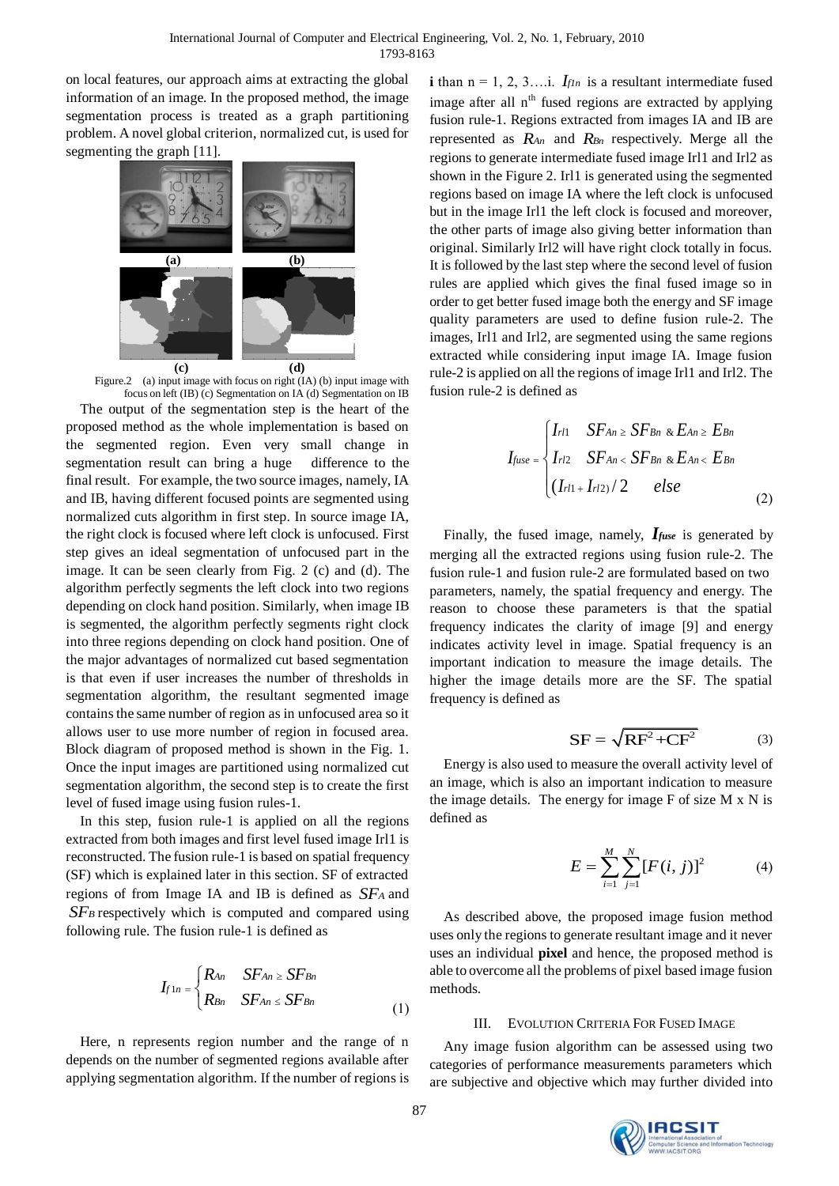on local features, our approach aims at extracting the global information of an image. In the proposed method, the image segmentation process is treated as a graph partitioning problem. A novel global criterion, normalized cut, is used for segmenting the graph [11].

Figure.2 (a) input image with focus on right (IA) (b) input image with focus on left (IB) (c) Segmentation on IA (d) Segmentation on IB

The output of the segmentation step is the heart of the proposed method as the whole implementation is based on the segmented region. Even very small change in segmentation result can bring a huge difference to the final result. For example, the two source images, namely, IA and IB, having different focused points are segmented using normalized cuts algorithm in first step. In source image IA, the right clock is focused where left clock is unfocused. First step gives an ideal segmentation of unfocused part in the image. It can be seen clearly from Fig. 2 (c) and (d). The algorithm perfectly segments the left clock into two regions depending on clock hand position. Similarly, when image IB is segmented, the algorithm perfectly segments right clock into three regions depending on clock hand position. One of the major advantages of normalized cut based segmentation is that even if user increases the number of thresholds in segmentation algorithm, the resultant segmented image contains the same number of region as in unfocused area so it allows user to use more number of region in focused area. Block diagram of proposed method is shown in the Fig. 1. Once the input images are partitioned using normalized cut segmentation algorithm, the second step is to create the first level of fused image using fusion rules-1.

In this step, fusion rule-1 is applied on all the regions extracted from both images and first level fused image Irl1 is reconstructed. The fusion rule-1 is based on spatial frequency (SF) which is explained later in this section. SF of extracted regions of from Image IA and IB is defined as $SF_A$ and $SF_B$ respectively which is computed and compared using following rule. The fusion rule-1 is defined as

$$I_{f1n} = \begin{cases} R_{An} & SF_{An} \geq SF_{Bn} \\ R_{Bn} & SF_{An} \leq SF_{Bn} \end{cases} \tag{1}$$

Here, n represents region number and the range of n depends on the number of segmented regions available after applying segmentation algorithm. If the number of regions is **i** than n = 1, 2, 3….i. $I_{f1n}$ is a resultant intermediate fused image after all n[th] fused regions are extracted by applying fusion rule-1. Regions extracted from images IA and IB are represented as $R_{An}$ and $R_{Bn}$ respectively. Merge all the regions to generate intermediate fused image Irl1 and Irl2 as shown in the Figure 2. Irl1 is generated using the segmented regions based on image IA where the left clock is unfocused but in the image Irl1 the left clock is focused and moreover, the other parts of image also giving better information than original. Similarly Irl2 will have right clock totally in focus. It is followed by the last step where the second level of fusion rules are applied which gives the final fused image so in order to get better fused image both the energy and SF image quality parameters are used to define fusion rule-2. The images, Irl1 and Irl2, are segmented using the same regions extracted while considering input image IA. Image fusion rule-2 is applied on all the regions of image Irl1 and Irl2. The fusion rule-2 is defined as

$$I_{fuse} = \begin{cases} I_{rl1} & SF_{An} \geq SF_{Bn} \ \& \ E_{An} \geq E_{Bn} \\ I_{rl2} & SF_{An} < SF_{Bn} \ \& \ E_{An} < E_{Bn} \\ (I_{rl1} + I_{rl2})/2 & else \end{cases} \tag{2}$$

Finally, the fused image, namely, $I_{fuse}$ is generated by merging all the extracted regions using fusion rule-2. The fusion rule-1 and fusion rule-2 are formulated based on two parameters, namely, the spatial frequency and energy. The reason to choose these parameters is that the spatial frequency indicates the clarity of image [9] and energy indicates activity level in image. Spatial frequency is an important indication to measure the image details. The higher the image details more are the SF. The spatial frequency is defined as

$$SF = \sqrt{RF^2 + CF^2} \tag{3}$$

Energy is also used to measure the overall activity level of an image, which is also an important indication to measure the image details. The energy for image F of size M x N is defined as

$$E = \sum_{i=1}^{M} \sum_{j=1}^{N} [F(i,j)]^2 \tag{4}$$

As described above, the proposed image fusion method uses only the regions to generate resultant image and it never uses an individual **pixel** and hence, the proposed method is able to overcome all the problems of pixel based image fusion methods.

## III. Evolution Criteria For Fused Image

Any image fusion algorithm can be assessed using two categories of performance measurements parameters which are subjective and objective which may further divided into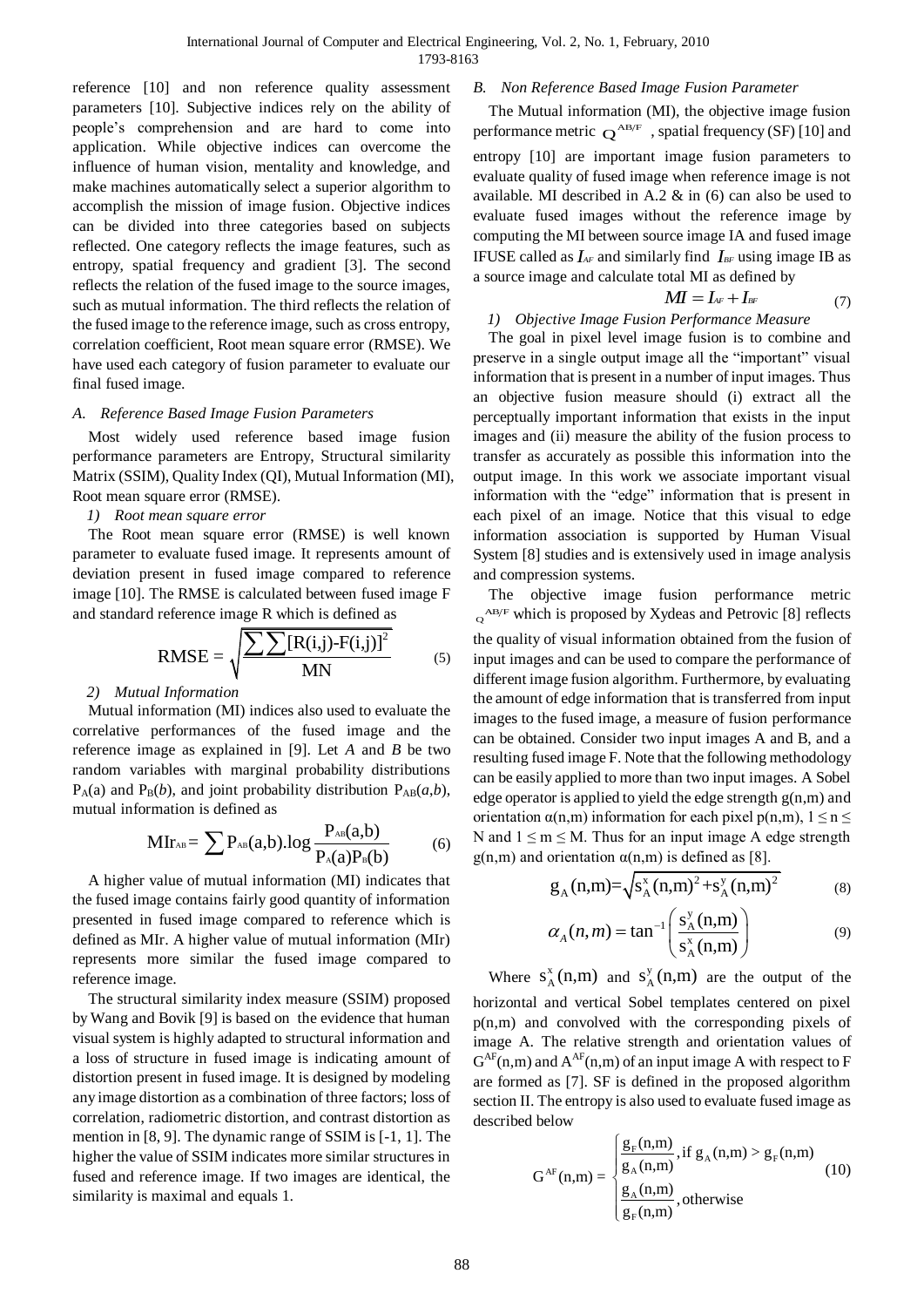reference [10] and non reference quality assessment parameters [10]. Subjective indices rely on the ability of people's comprehension and are hard to come into application. While objective indices can overcome the influence of human vision, mentality and knowledge, and make machines automatically select a superior algorithm to accomplish the mission of image fusion. Objective indices can be divided into three categories based on subjects reflected. One category reflects the image features, such as entropy, spatial frequency and gradient [3]. The second reflects the relation of the fused image to the source images, such as mutual information. The third reflects the relation of the fused image to the reference image, such as cross entropy, correlation coefficient, Root mean square error (RMSE). We have used each category of fusion parameter to evaluate our final fused image.

### *A. Reference Based Image Fusion Parameters*

Most widely used reference based image fusion performance parameters are Entropy, Structural similarity Matrix (SSIM), Quality Index (QI), Mutual Information (MI), Root mean square error (RMSE).

#### *1) Root mean square error*

The Root mean square error (RMSE) is well known parameter to evaluate fused image. It represents amount of deviation present in fused image compared to reference image [10]. The RMSE is calculated between fused image F and standard reference image R which is defined as

$$\text{RMSE} = \sqrt{\frac{\sum\sum[R(i,j)-F(i,j)]^2}{MN}} \tag{5}$$

#### *2) Mutual Information*

Mutual information (MI) indices also used to evaluate the correlative performances of the fused image and the reference image as explained in [9]. Let *A* and *B* be two random variables with marginal probability distributions $P_A(a)$ and $P_B(b)$, and joint probability distribution $P_{AB}(a,b)$, mutual information is defined as

$$\text{MIr}_{AB} = \sum P_{AB}(a,b).\log\frac{P_{AB}(a,b)}{P_A(a)P_B(b)} \tag{6}$$

A higher value of mutual information (MI) indicates that the fused image contains fairly good quantity of information presented in fused image compared to reference which is defined as MIr. A higher value of mutual information (MIr) represents more similar the fused image compared to reference image.

The structural similarity index measure (SSIM) proposed by Wang and Bovik [9] is based on the evidence that human visual system is highly adapted to structural information and a loss of structure in fused image is indicating amount of distortion present in fused image. It is designed by modeling any image distortion as a combination of three factors; loss of correlation, radiometric distortion, and contrast distortion as mention in [8, 9]. The dynamic range of SSIM is [-1, 1]. The higher the value of SSIM indicates more similar structures in fused and reference image. If two images are identical, the similarity is maximal and equals 1.

### *B. Non Reference Based Image Fusion Parameter*

The Mutual information (MI), the objective image fusion performance metric $Q^{AB/F}$, spatial frequency (SF) [10] and entropy [10] are important image fusion parameters to evaluate quality of fused image when reference image is not available. MI described in A.2 & in (6) can also be used to evaluate fused images without the reference image by computing the MI between source image IA and fused image IFUSE called as $I_{AF}$ and similarly find $I_{BF}$ using image IB as a source image and calculate total MI as defined by

$$MI = I_{AF} + I_{BF} \tag{7}$$

#### *1) Objective Image Fusion Performance Measure*

The goal in pixel level image fusion is to combine and preserve in a single output image all the "important" visual information that is present in a number of input images. Thus an objective fusion measure should (i) extract all the perceptually important information that exists in the input images and (ii) measure the ability of the fusion process to transfer as accurately as possible this information into the output image. In this work we associate important visual information with the "edge" information that is present in each pixel of an image. Notice that this visual to edge information association is supported by Human Visual System [8] studies and is extensively used in image analysis and compression systems.

The objective image fusion performance metric $Q^{AB/F}$ which is proposed by Xydeas and Petrovic [8] reflects the quality of visual information obtained from the fusion of input images and can be used to compare the performance of different image fusion algorithm. Furthermore, by evaluating the amount of edge information that is transferred from input images to the fused image, a measure of fusion performance can be obtained. Consider two input images A and B, and a resulting fused image F. Note that the following methodology can be easily applied to more than two input images. A Sobel edge operator is applied to yield the edge strength g(n,m) and orientation α(n,m) information for each pixel p(n,m), $1 \le n \le N$ and $1 \le m \le M$. Thus for an input image A edge strength g(n,m) and orientation α(n,m) is defined as [8].

$$g_A(n,m)=\sqrt{s_A^x(n,m)^2+s_A^y(n,m)^2} \tag{8}$$

$$\alpha_A(n,m) = \tan^{-1}\left(\frac{s_A^y(n,m)}{s_A^x(n,m)}\right) \tag{9}$$

Where $s_A^x(n,m)$ and $s_A^y(n,m)$ are the output of the horizontal and vertical Sobel templates centered on pixel p(n,m) and convolved with the corresponding pixels of image A. The relative strength and orientation values of $G^{AF}(n,m)$ and $A^{AF}(n,m)$ of an input image A with respect to F are formed as [7]. SF is defined in the proposed algorithm section II. The entropy is also used to evaluate fused image as described below

$$G^{AF}(n,m) = \begin{cases} \dfrac{g_F(n,m)}{g_A(n,m)}, \text{if } g_A(n,m) > g_F(n,m) \\ \dfrac{g_A(n,m)}{g_F(n,m)}, \text{otherwise} \end{cases} \tag{10}$$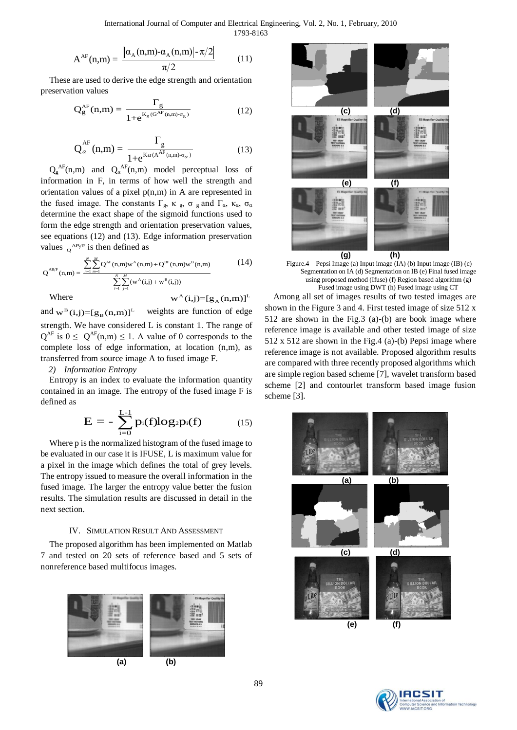$$A^{AF}(n,m) = \frac{\left\|\alpha_A(n,m)-\alpha_A(n,m)\right| - \pi/2\right|}{\pi/2} \tag{11}$$

These are used to derive the edge strength and orientation preservation values

$$Q_g^{AF}(n,m) = \frac{\Gamma_g}{1+e^{K_g(G^{AF}(n,m)-\sigma_g)}} \tag{12}$$

$$Q_\alpha^{AF}(n,m) = \frac{\Gamma_g}{1+e^{K\alpha(A^{AF}(n,m)-\sigma_\alpha)}} \tag{13}$$

$Q_g^{AF}(n,m)$ and $Q_\alpha^{AF}(n,m)$ model perceptual loss of information in F, in terms of how well the strength and orientation values of a pixel p(n,m) in A are represented in the fused image. The constants $\Gamma_g$, $\kappa_g$, $\sigma_g$ and $\Gamma_\alpha$, $\kappa_\alpha$, $\sigma_\alpha$ determine the exact shape of the sigmoid functions used to form the edge strength and orientation preservation values, see equations (12) and (13). Edge information preservation values $Q^{AB/F}$ is then defined as

$$Q^{AB/F}(n,m) = \frac{\sum_{n=1}^{N}\sum_{m=1}^{M} Q^{AF}(n,m)w^A(n,m) + Q^{BF}(n,m)w^B(n,m)}{\sum_{i=1}^{N}\sum_{j=1}^{M}(w^A(i,j)+w^B(i,j))} \tag{14}$$

Where $w^A(i,j)=[g_A(n,m)]^L$ and $w^B(i,j)=[g_B(n,m)]^L$ weights are function of edge strength. We have considered L is constant 1. The range of $Q^{AF}$ is $0 \leq Q^{AF}(n,m) \leq 1$. A value of 0 corresponds to the complete loss of edge information, at location (n,m), as transferred from source image A to fused image F.

*2) Information Entropy*

Entropy is an index to evaluate the information quantity contained in an image. The entropy of the fused image F is defined as

$$E = -\sum_{i=0}^{L-1} p_i(f)\log_2 p_i(f) \tag{15}$$

Where p is the normalized histogram of the fused image to be evaluated in our case it is IFUSE, L is maximum value for a pixel in the image which defines the total of grey levels. The entropy issued to measure the overall information in the fused image. The larger the entropy value better the fusion results. The simulation results are discussed in detail in the next section.

## IV. Simulation Result And Assessment

The proposed algorithm has been implemented on Matlab 7 and tested on 20 sets of reference based and 5 sets of nonreference based multifocus images.

(a) (b) (c) (d) (e) (f) (g) (h)

Figure.4 Pepsi Image (a) Input image (IA) (b) Input image (IB) (c) Segmentation on IA (d) Segmentation on IB (e) Final fused image using proposed method (Ifuse) (f) Region based algorithm (g) Fused image using DWT (h) Fused image using CT

Among all set of images results of two tested images are shown in the Figure 3 and 4. First tested image of size 512 x 512 are shown in the Fig.3 (a)-(b) are book image where reference image is available and other tested image of size 512 x 512 are shown in the Fig.4 (a)-(b) Pepsi image where reference image is not available. Proposed algorithm results are compared with three recently proposed algorithms which are simple region based scheme [7], wavelet transform based scheme [2] and contourlet transform based image fusion scheme [3].

(a) (b) (c) (d) (e) (f)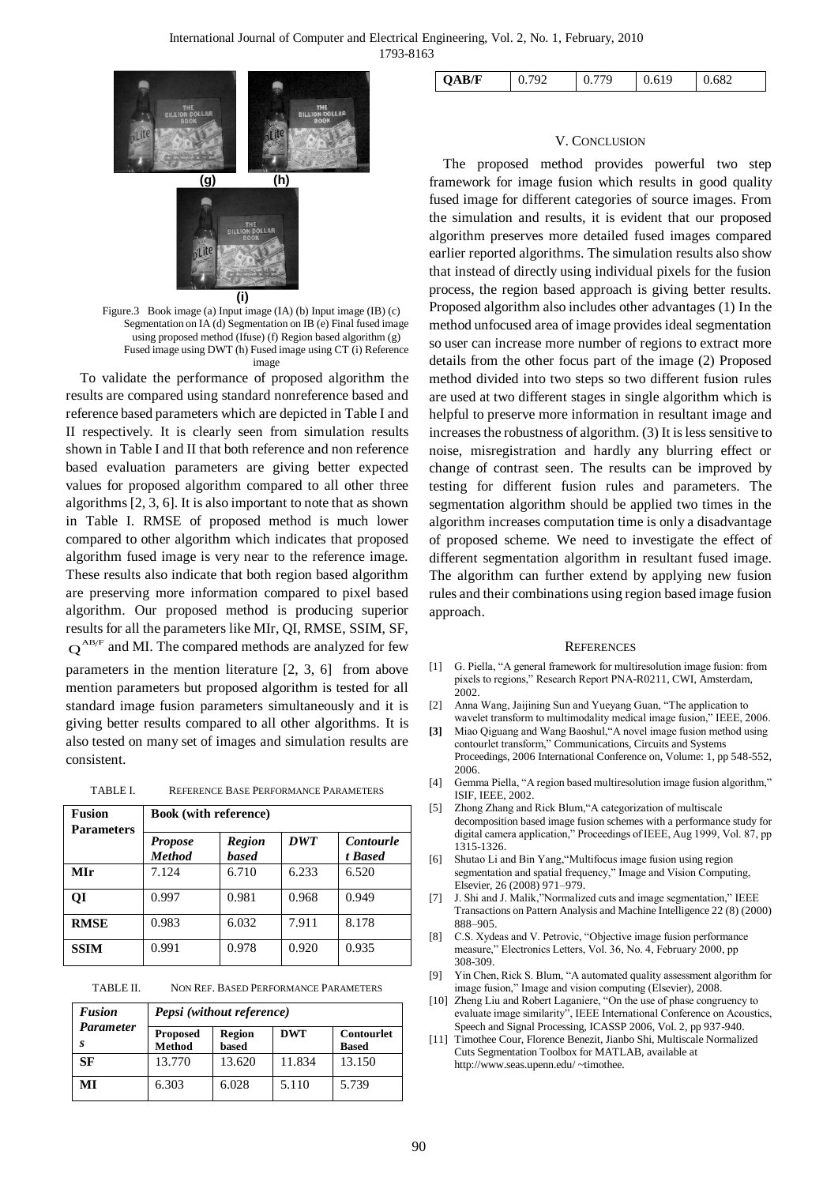Figure.3 Book image (a) Input image (IA) (b) Input image (IB) (c) Segmentation on IA (d) Segmentation on IB (e) Final fused image using proposed method (Ifuse) (f) Region based algorithm (g) Fused image using DWT (h) Fused image using CT (i) Reference image

To validate the performance of proposed algorithm the results are compared using standard nonreference based and reference based parameters which are depicted in Table I and II respectively. It is clearly seen from simulation results shown in Table I and II that both reference and non reference based evaluation parameters are giving better expected values for proposed algorithm compared to all other three algorithms [2, 3, 6]. It is also important to note that as shown in Table I. RMSE of proposed method is much lower compared to other algorithm which indicates that proposed algorithm fused image is very near to the reference image. These results also indicate that both region based algorithm are preserving more information compared to pixel based algorithm. Our proposed method is producing superior results for all the parameters like MIr, QI, RMSE, SSIM, SF, $Q^{AB/F}$ and MI. The compared methods are analyzed for few parameters in the mention literature [2, 3, 6] from above mention parameters but proposed algorithm is tested for all standard image fusion parameters simultaneously and it is giving better results compared to all other algorithms. It is also tested on many set of images and simulation results are consistent.

TABLE I. REFERENCE BASE PERFORMANCE PARAMETERS

| **Fusion Parameters** | **Book (with reference)** | | | |
|---|---|---|---|---|
| | ***Propose Method*** | ***Region based*** | ***DWT*** | ***Contourlet Based*** |
| **MIr** | 7.124 | 6.710 | 6.233 | 6.520 |
| **QI** | 0.997 | 0.981 | 0.968 | 0.949 |
| **RMSE** | 0.983 | 6.032 | 7.911 | 8.178 |
| **SSIM** | 0.991 | 0.978 | 0.920 | 0.935 |

TABLE II. NON REF. BASED PERFORMANCE PARAMETERS

| ***Fusion Parameters*** | ***Pepsi (without reference)*** | | | |
|---|---|---|---|---|
| | **Proposed Method** | **Region based** | **DWT** | **Contourlet Based** |
| **SF** | 13.770 | 13.620 | 11.834 | 13.150 |
| **MI** | 6.303 | 6.028 | 5.110 | 5.739 |
| **QAB/F** | 0.792 | 0.779 | 0.619 | 0.682 |

## V. Conclusion

The proposed method provides powerful two step framework for image fusion which results in good quality fused image for different categories of source images. From the simulation and results, it is evident that our proposed algorithm preserves more detailed fused images compared earlier reported algorithms. The simulation results also show that instead of directly using individual pixels for the fusion process, the region based approach is giving better results. Proposed algorithm also includes other advantages (1) In the method unfocused area of image provides ideal segmentation so user can increase more number of regions to extract more details from the other focus part of the image (2) Proposed method divided into two steps so two different fusion rules are used at two different stages in single algorithm which is helpful to preserve more information in resultant image and increases the robustness of algorithm. (3) It is less sensitive to noise, misregistration and hardly any blurring effect or change of contrast seen. The results can be improved by testing for different fusion rules and parameters. The segmentation algorithm should be applied two times in the algorithm increases computation time is only a disadvantage of proposed scheme. We need to investigate the effect of different segmentation algorithm in resultant fused image. The algorithm can further extend by applying new fusion rules and their combinations using region based image fusion approach.

## References

[1] G. Piella, "A general framework for multiresolution image fusion: from pixels to regions," Research Report PNA-R0211, CWI, Amsterdam, 2002.

[2] Anna Wang, Jaijining Sun and Yueyang Guan, "The application to wavelet transform to multimodality medical image fusion," IEEE, 2006.

**[3]** Miao Qiguang and Wang Baoshul,"A novel image fusion method using contourlet transform," Communications, Circuits and Systems Proceedings, 2006 International Conference on, Volume: 1, pp 548-552, 2006.

[4] Gemma Piella, "A region based multiresolution image fusion algorithm," ISIF, IEEE, 2002.

[5] Zhong Zhang and Rick Blum,"A categorization of multiscale decomposition based image fusion schemes with a performance study for digital camera application," Proceedings of IEEE, Aug 1999, Vol. 87, pp 1315-1326.

[6] Shutao Li and Bin Yang,"Multifocus image fusion using region segmentation and spatial frequency," Image and Vision Computing, Elsevier, 26 (2008) 971–979.

[7] J. Shi and J. Malik,"Normalized cuts and image segmentation," IEEE Transactions on Pattern Analysis and Machine Intelligence 22 (8) (2000) 888–905.

[8] C.S. Xydeas and V. Petrovic, "Objective image fusion performance measure," Electronics Letters, Vol. 36, No. 4, February 2000, pp 308-309.

[9] Yin Chen, Rick S. Blum, "A automated quality assessment algorithm for image fusion," Image and vision computing (Elsevier), 2008.

[10] Zheng Liu and Robert Laganiere, "On the use of phase congruency to evaluate image similarity", IEEE International Conference on Acoustics, Speech and Signal Processing, ICASSP 2006, Vol. 2, pp 937-940.

[11] Timothee Cour, Florence Benezit, Jianbo Shi, Multiscale Normalized Cuts Segmentation Toolbox for MATLAB, available at http://www.seas.upenn.edu/ ~timothee.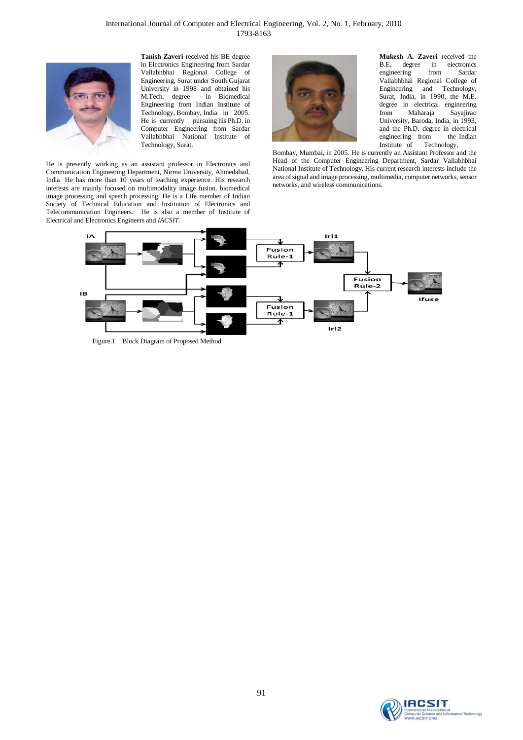**Tanish Zaveri** received his BE degree in Electronics Engineering from Sardar Vallabhbhai Regional College of Engineering, Surat under South Gujarat University in 1998 and obtained his M.Tech. degree in Biomedical Engineering from Indian Institute of Technology, Bombay, India in 2005. He is currently pursuing his Ph.D. in Computer Engineering from Sardar Vallabhbhai National Institute of Technology, Surat.

He is presently working as an assistant professor in Electronics and Communication Engineering Department, Nirma University, Ahmedabad, India. He has more than 10 years of teaching experience. His research interests are mainly focused on multimodality image fusion, biomedical image processing and speech processing. He is a Life member of Indian Society of Technical Education and Institution of Electronics and Telecommunication Engineers. He is also a member of Institute of Electrical and Electronics Engineers and *IACSIT*.

**Mukesh A. Zaveri** received the B.E. degree in electronics engineering from Sardar Vallabhbhai Regional College of Engineering and Technology, Surat, India, in 1990, the M.E. degree in electrical engineering from Maharaja Sayajirao University, Baroda, India, in 1993, and the Ph.D. degree in electrical engineering from the Indian Institute of Technology, Bombay, Mumbai, in 2005. He is currently an Assistant Professor and the Head of the Computer Engineering Department, Sardar Vallabhbhai National Institute of Technology. His current research interests include the area of signal and image processing, multimedia, computer networks, sensor networks, and wireless communications.

IA

IB

Fusion Rule-1

Fusion Rule-1

Irl1

Irl2

Fusion Rule-2

Ifuse

Figure.1 Block Diagram of Proposed Method